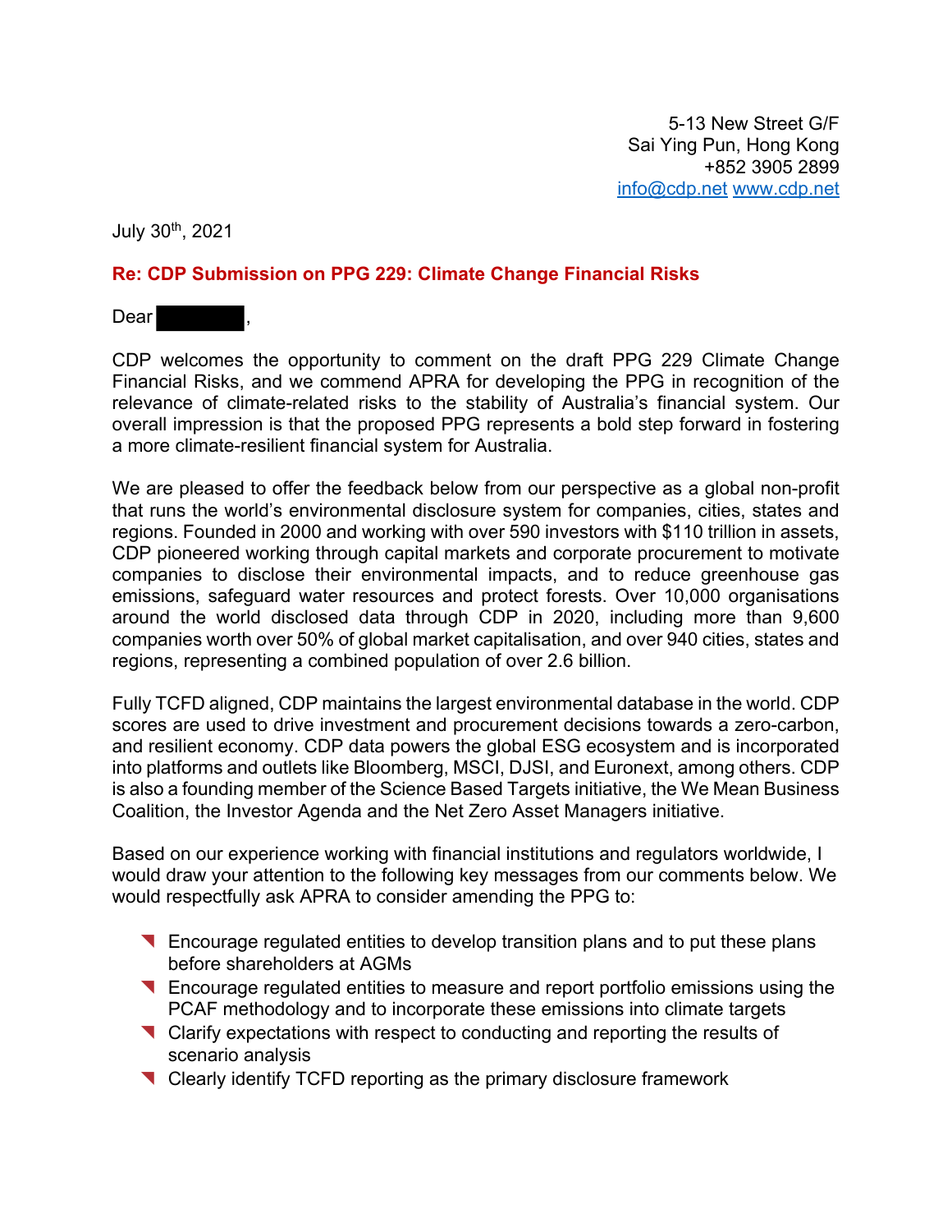5-13 New Street G/F
Sai Ying Pun, Hong Kong
+852 3905 2899
info@cdp.net www.cdp.net

July 30th, 2021

**Re: CDP Submission on PPG 229: Climate Change Financial Risks**

Dear ██████,

CDP welcomes the opportunity to comment on the draft PPG 229 Climate Change Financial Risks, and we commend APRA for developing the PPG in recognition of the relevance of climate-related risks to the stability of Australia's financial system. Our overall impression is that the proposed PPG represents a bold step forward in fostering a more climate-resilient financial system for Australia.

We are pleased to offer the feedback below from our perspective as a global non-profit that runs the world's environmental disclosure system for companies, cities, states and regions. Founded in 2000 and working with over 590 investors with $110 trillion in assets, CDP pioneered working through capital markets and corporate procurement to motivate companies to disclose their environmental impacts, and to reduce greenhouse gas emissions, safeguard water resources and protect forests. Over 10,000 organisations around the world disclosed data through CDP in 2020, including more than 9,600 companies worth over 50% of global market capitalisation, and over 940 cities, states and regions, representing a combined population of over 2.6 billion.

Fully TCFD aligned, CDP maintains the largest environmental database in the world. CDP scores are used to drive investment and procurement decisions towards a zero-carbon, and resilient economy. CDP data powers the global ESG ecosystem and is incorporated into platforms and outlets like Bloomberg, MSCI, DJSI, and Euronext, among others. CDP is also a founding member of the Science Based Targets initiative, the We Mean Business Coalition, the Investor Agenda and the Net Zero Asset Managers initiative.

Based on our experience working with financial institutions and regulators worldwide, I would draw your attention to the following key messages from our comments below. We would respectfully ask APRA to consider amending the PPG to:

- Encourage regulated entities to develop transition plans and to put these plans before shareholders at AGMs
- Encourage regulated entities to measure and report portfolio emissions using the PCAF methodology and to incorporate these emissions into climate targets
- Clarify expectations with respect to conducting and reporting the results of scenario analysis
- Clearly identify TCFD reporting as the primary disclosure framework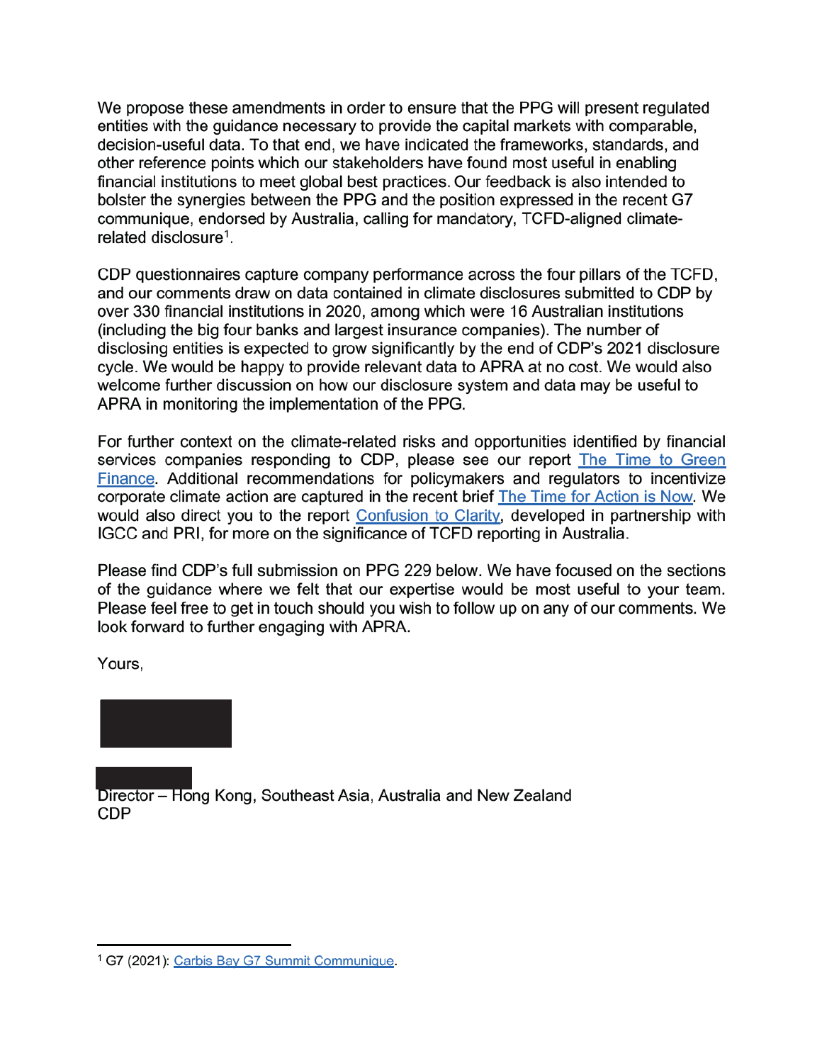We propose these amendments in order to ensure that the PPG will present regulated entities with the guidance necessary to provide the capital markets with comparable, decision-useful data. To that end, we have indicated the frameworks, standards, and other reference points which our stakeholders have found most useful in enabling financial institutions to meet global best practices. Our feedback is also intended to bolster the synergies between the PPG and the position expressed in the recent G7 communique, endorsed by Australia, calling for mandatory, TCFD-aligned climate-related disclosure[1].

CDP questionnaires capture company performance across the four pillars of the TCFD, and our comments draw on data contained in climate disclosures submitted to CDP by over 330 financial institutions in 2020, among which were 16 Australian institutions (including the big four banks and largest insurance companies). The number of disclosing entities is expected to grow significantly by the end of CDP's 2021 disclosure cycle. We would be happy to provide relevant data to APRA at no cost. We would also welcome further discussion on how our disclosure system and data may be useful to APRA in monitoring the implementation of the PPG.

For further context on the climate-related risks and opportunities identified by financial services companies responding to CDP, please see our report [The Time to Green Finance](). Additional recommendations for policymakers and regulators to incentivize corporate climate action are captured in the recent brief [The Time for Action is Now](). We would also direct you to the report [Confusion to Clarity](), developed in partnership with IGCC and PRI, for more on the significance of TCFD reporting in Australia.

Please find CDP's full submission on PPG 229 below. We have focused on the sections of the guidance where we felt that our expertise would be most useful to your team. Please feel free to get in touch should you wish to follow up on any of our comments. We look forward to further engaging with APRA.

Yours,

Director – Hong Kong, Southeast Asia, Australia and New Zealand
CDP

---

[1] G7 (2021): [Carbis Bay G7 Summit Communique]().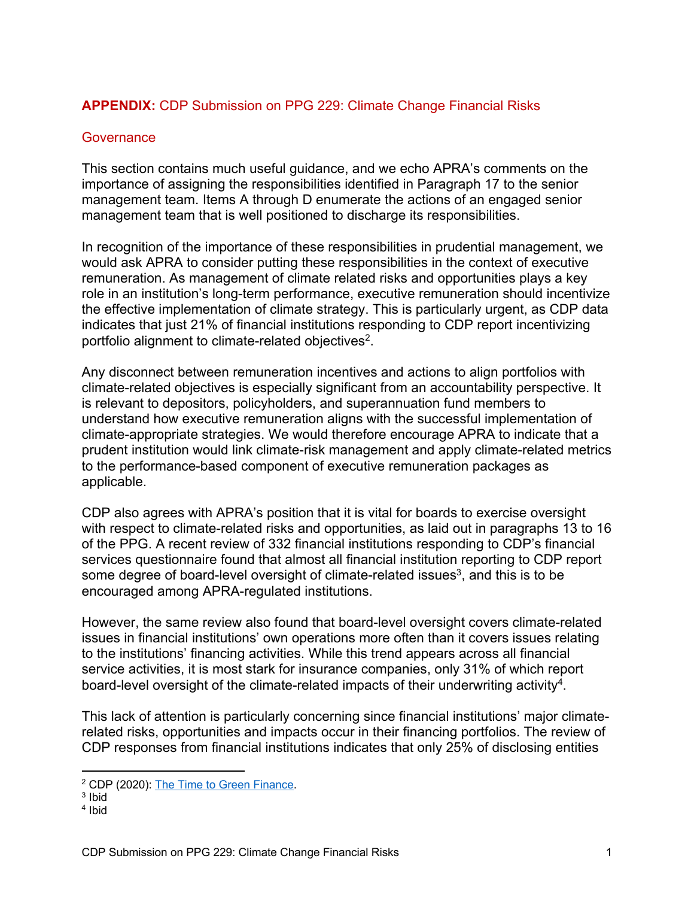## **APPENDIX:** CDP Submission on PPG 229: Climate Change Financial Risks

### Governance

This section contains much useful guidance, and we echo APRA's comments on the importance of assigning the responsibilities identified in Paragraph 17 to the senior management team. Items A through D enumerate the actions of an engaged senior management team that is well positioned to discharge its responsibilities.

In recognition of the importance of these responsibilities in prudential management, we would ask APRA to consider putting these responsibilities in the context of executive remuneration. As management of climate related risks and opportunities plays a key role in an institution's long-term performance, executive remuneration should incentivize the effective implementation of climate strategy. This is particularly urgent, as CDP data indicates that just 21% of financial institutions responding to CDP report incentivizing portfolio alignment to climate-related objectives[2].

Any disconnect between remuneration incentives and actions to align portfolios with climate-related objectives is especially significant from an accountability perspective. It is relevant to depositors, policyholders, and superannuation fund members to understand how executive remuneration aligns with the successful implementation of climate-appropriate strategies. We would therefore encourage APRA to indicate that a prudent institution would link climate-risk management and apply climate-related metrics to the performance-based component of executive remuneration packages as applicable.

CDP also agrees with APRA's position that it is vital for boards to exercise oversight with respect to climate-related risks and opportunities, as laid out in paragraphs 13 to 16 of the PPG. A recent review of 332 financial institutions responding to CDP's financial services questionnaire found that almost all financial institution reporting to CDP report some degree of board-level oversight of climate-related issues[3], and this is to be encouraged among APRA-regulated institutions.

However, the same review also found that board-level oversight covers climate-related issues in financial institutions' own operations more often than it covers issues relating to the institutions' financing activities. While this trend appears across all financial service activities, it is most stark for insurance companies, only 31% of which report board-level oversight of the climate-related impacts of their underwriting activity[4].

This lack of attention is particularly concerning since financial institutions' major climate-related risks, opportunities and impacts occur in their financing portfolios. The review of CDP responses from financial institutions indicates that only 25% of disclosing entities

---

[2] CDP (2020): The Time to Green Finance.

[3] Ibid

[4] Ibid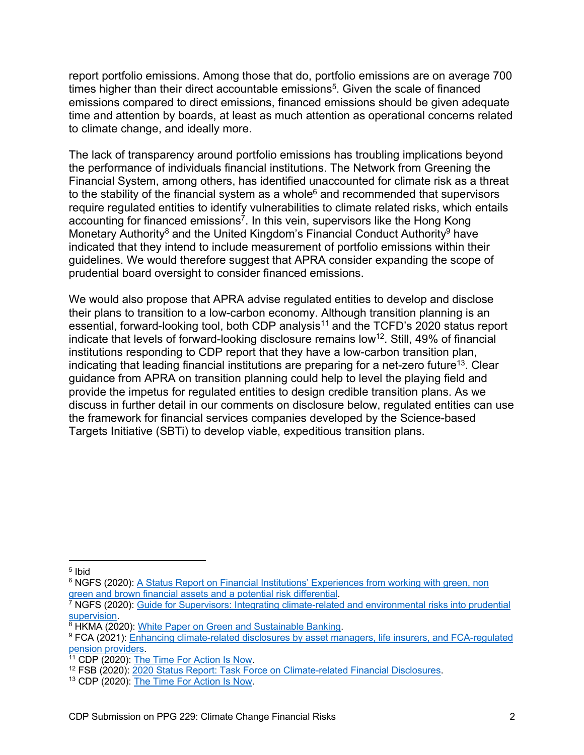report portfolio emissions. Among those that do, portfolio emissions are on average 700 times higher than their direct accountable emissions[5]. Given the scale of financed emissions compared to direct emissions, financed emissions should be given adequate time and attention by boards, at least as much attention as operational concerns related to climate change, and ideally more.

The lack of transparency around portfolio emissions has troubling implications beyond the performance of individual financial institutions. The Network from Greening the Financial System, among others, has identified unaccounted for climate risk as a threat to the stability of the financial system as a whole[6] and recommended that supervisors require regulated entities to identify vulnerabilities to climate related risks, which entails accounting for financed emissions[7]. In this vein, supervisors like the Hong Kong Monetary Authority[8] and the United Kingdom's Financial Conduct Authority[9] have indicated that they intend to include measurement of portfolio emissions within their guidelines. We would therefore suggest that APRA consider expanding the scope of prudential board oversight to consider financed emissions.

We would also propose that APRA advise regulated entities to develop and disclose their plans to transition to a low-carbon economy. Although transition planning is an essential, forward-looking tool, both CDP analysis[11] and the TCFD's 2020 status report indicate that levels of forward-looking disclosure remains low[12]. Still, 49% of financial institutions responding to CDP report that they have a low-carbon transition plan, indicating that leading financial institutions are preparing for a net-zero future[13]. Clear guidance from APRA on transition planning could help to level the playing field and provide the impetus for regulated entities to design credible transition plans. As we discuss in further detail in our comments on disclosure below, regulated entities can use the framework for financial services companies developed by the Science-based Targets Initiative (SBTi) to develop viable, expeditious transition plans.

---

[5] Ibid

[6] NGFS (2020): A Status Report on Financial Institutions' Experiences from working with green, non green and brown financial assets and a potential risk differential.

[7] NGFS (2020): Guide for Supervisors: Integrating climate-related and environmental risks into prudential supervision.

[8] HKMA (2020): White Paper on Green and Sustainable Banking.

[9] FCA (2021): Enhancing climate-related disclosures by asset managers, life insurers, and FCA-regulated pension providers.

[11] CDP (2020): The Time For Action Is Now.

[12] FSB (2020): 2020 Status Report: Task Force on Climate-related Financial Disclosures.

[13] CDP (2020): The Time For Action Is Now.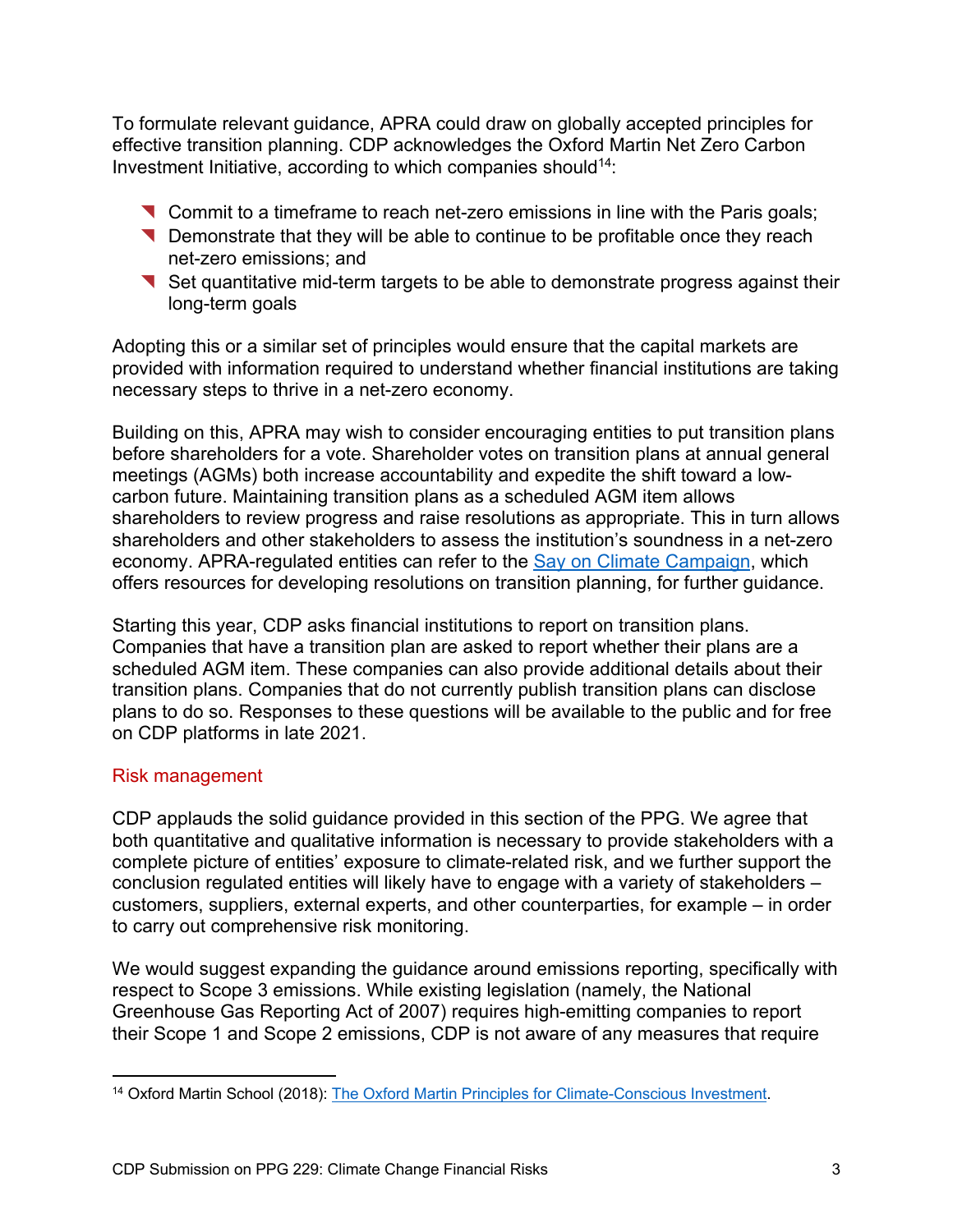To formulate relevant guidance, APRA could draw on globally accepted principles for effective transition planning. CDP acknowledges the Oxford Martin Net Zero Carbon Investment Initiative, according to which companies should[14]:

- Commit to a timeframe to reach net-zero emissions in line with the Paris goals;
- Demonstrate that they will be able to continue to be profitable once they reach net-zero emissions; and
- Set quantitative mid-term targets to be able to demonstrate progress against their long-term goals

Adopting this or a similar set of principles would ensure that the capital markets are provided with information required to understand whether financial institutions are taking necessary steps to thrive in a net-zero economy.

Building on this, APRA may wish to consider encouraging entities to put transition plans before shareholders for a vote. Shareholder votes on transition plans at annual general meetings (AGMs) both increase accountability and expedite the shift toward a low-carbon future. Maintaining transition plans as a scheduled AGM item allows shareholders to review progress and raise resolutions as appropriate. This in turn allows shareholders and other stakeholders to assess the institution's soundness in a net-zero economy. APRA-regulated entities can refer to the [Say on Climate Campaign](), which offers resources for developing resolutions on transition planning, for further guidance.

Starting this year, CDP asks financial institutions to report on transition plans. Companies that have a transition plan are asked to report whether their plans are a scheduled AGM item. These companies can also provide additional details about their transition plans. Companies that do not currently publish transition plans can disclose plans to do so. Responses to these questions will be available to the public and for free on CDP platforms in late 2021.

## Risk management

CDP applauds the solid guidance provided in this section of the PPG. We agree that both quantitative and qualitative information is necessary to provide stakeholders with a complete picture of entities' exposure to climate-related risk, and we further support the conclusion regulated entities will likely have to engage with a variety of stakeholders – customers, suppliers, external experts, and other counterparties, for example – in order to carry out comprehensive risk monitoring.

We would suggest expanding the guidance around emissions reporting, specifically with respect to Scope 3 emissions. While existing legislation (namely, the National Greenhouse Gas Reporting Act of 2007) requires high-emitting companies to report their Scope 1 and Scope 2 emissions, CDP is not aware of any measures that require

---

[14] Oxford Martin School (2018): [The Oxford Martin Principles for Climate-Conscious Investment]().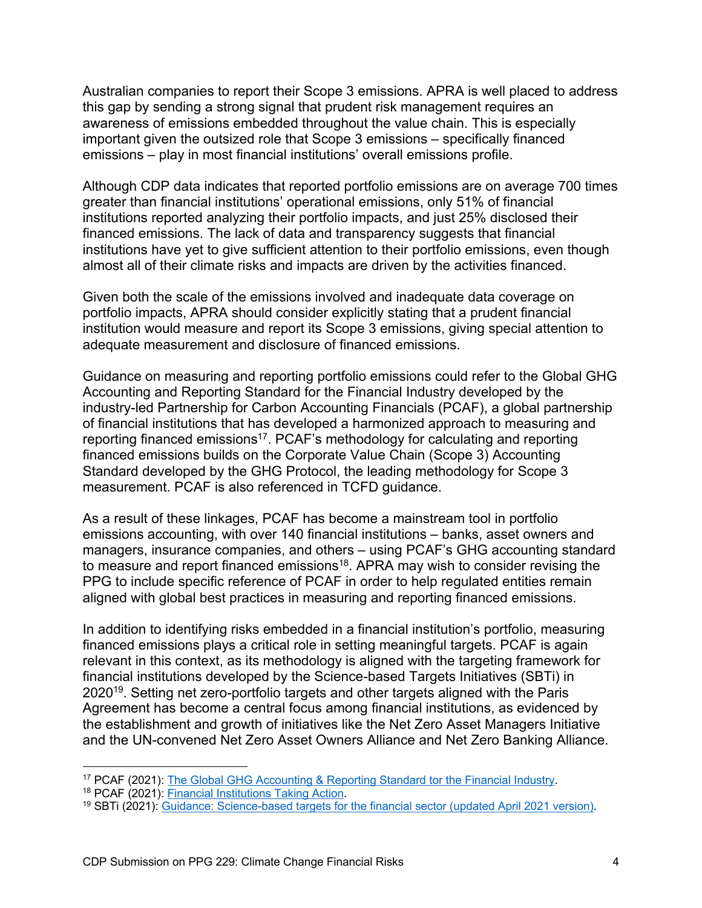Australian companies to report their Scope 3 emissions. APRA is well placed to address this gap by sending a strong signal that prudent risk management requires an awareness of emissions embedded throughout the value chain. This is especially important given the outsized role that Scope 3 emissions – specifically financed emissions – play in most financial institutions' overall emissions profile.

Although CDP data indicates that reported portfolio emissions are on average 700 times greater than financial institutions' operational emissions, only 51% of financial institutions reported analyzing their portfolio impacts, and just 25% disclosed their financed emissions. The lack of data and transparency suggests that financial institutions have yet to give sufficient attention to their portfolio emissions, even though almost all of their climate risks and impacts are driven by the activities financed.

Given both the scale of the emissions involved and inadequate data coverage on portfolio impacts, APRA should consider explicitly stating that a prudent financial institution would measure and report its Scope 3 emissions, giving special attention to adequate measurement and disclosure of financed emissions.

Guidance on measuring and reporting portfolio emissions could refer to the Global GHG Accounting and Reporting Standard for the Financial Industry developed by the industry-led Partnership for Carbon Accounting Financials (PCAF), a global partnership of financial institutions that has developed a harmonized approach to measuring and reporting financed emissions[17]. PCAF's methodology for calculating and reporting financed emissions builds on the Corporate Value Chain (Scope 3) Accounting Standard developed by the GHG Protocol, the leading methodology for Scope 3 measurement. PCAF is also referenced in TCFD guidance.

As a result of these linkages, PCAF has become a mainstream tool in portfolio emissions accounting, with over 140 financial institutions – banks, asset owners and managers, insurance companies, and others – using PCAF's GHG accounting standard to measure and report financed emissions[18]. APRA may wish to consider revising the PPG to include specific reference of PCAF in order to help regulated entities remain aligned with global best practices in measuring and reporting financed emissions.

In addition to identifying risks embedded in a financial institution's portfolio, measuring financed emissions plays a critical role in setting meaningful targets. PCAF is again relevant in this context, as its methodology is aligned with the targeting framework for financial institutions developed by the Science-based Targets Initiatives (SBTi) in 2020[19]. Setting net zero-portfolio targets and other targets aligned with the Paris Agreement has become a central focus among financial institutions, as evidenced by the establishment and growth of initiatives like the Net Zero Asset Managers Initiative and the UN-convened Net Zero Asset Owners Alliance and Net Zero Banking Alliance.

---

[17] PCAF (2021): The Global GHG Accounting & Reporting Standard tor the Financial Industry.

[18] PCAF (2021): Financial Institutions Taking Action.

[19] SBTi (2021): Guidance: Science-based targets for the financial sector (updated April 2021 version).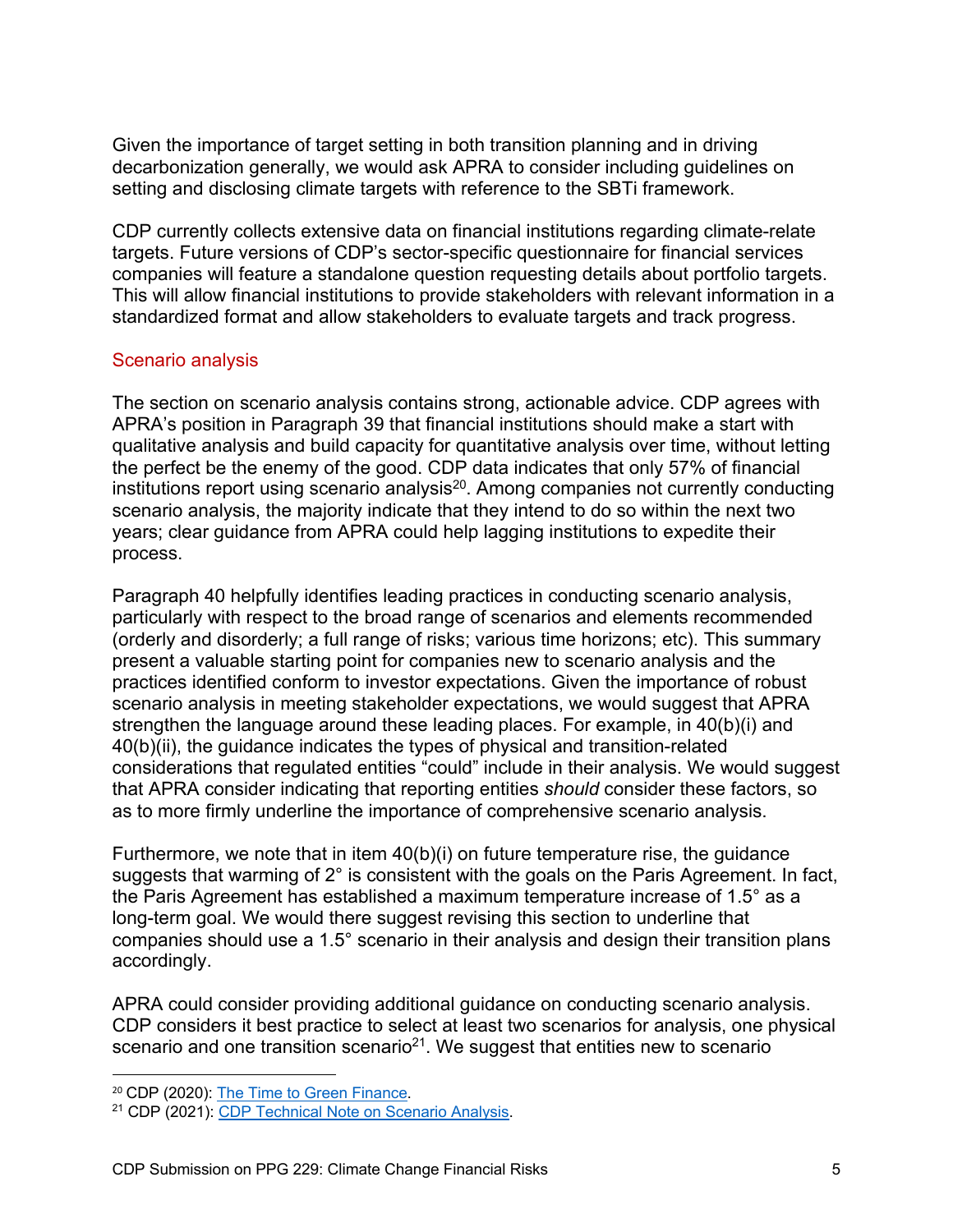Given the importance of target setting in both transition planning and in driving decarbonization generally, we would ask APRA to consider including guidelines on setting and disclosing climate targets with reference to the SBTi framework.

CDP currently collects extensive data on financial institutions regarding climate-relate targets. Future versions of CDP's sector-specific questionnaire for financial services companies will feature a standalone question requesting details about portfolio targets. This will allow financial institutions to provide stakeholders with relevant information in a standardized format and allow stakeholders to evaluate targets and track progress.

## Scenario analysis

The section on scenario analysis contains strong, actionable advice. CDP agrees with APRA's position in Paragraph 39 that financial institutions should make a start with qualitative analysis and build capacity for quantitative analysis over time, without letting the perfect be the enemy of the good. CDP data indicates that only 57% of financial institutions report using scenario analysis[20]. Among companies not currently conducting scenario analysis, the majority indicate that they intend to do so within the next two years; clear guidance from APRA could help lagging institutions to expedite their process.

Paragraph 40 helpfully identifies leading practices in conducting scenario analysis, particularly with respect to the broad range of scenarios and elements recommended (orderly and disorderly; a full range of risks; various time horizons; etc). This summary present a valuable starting point for companies new to scenario analysis and the practices identified conform to investor expectations. Given the importance of robust scenario analysis in meeting stakeholder expectations, we would suggest that APRA strengthen the language around these leading places. For example, in 40(b)(i) and 40(b)(ii), the guidance indicates the types of physical and transition-related considerations that regulated entities "could" include in their analysis. We would suggest that APRA consider indicating that reporting entities *should* consider these factors, so as to more firmly underline the importance of comprehensive scenario analysis.

Furthermore, we note that in item 40(b)(i) on future temperature rise, the guidance suggests that warming of 2° is consistent with the goals on the Paris Agreement. In fact, the Paris Agreement has established a maximum temperature increase of 1.5° as a long-term goal. We would there suggest revising this section to underline that companies should use a 1.5° scenario in their analysis and design their transition plans accordingly.

APRA could consider providing additional guidance on conducting scenario analysis. CDP considers it best practice to select at least two scenarios for analysis, one physical scenario and one transition scenario[21]. We suggest that entities new to scenario

[20] CDP (2020): The Time to Green Finance.

[21] CDP (2021): CDP Technical Note on Scenario Analysis.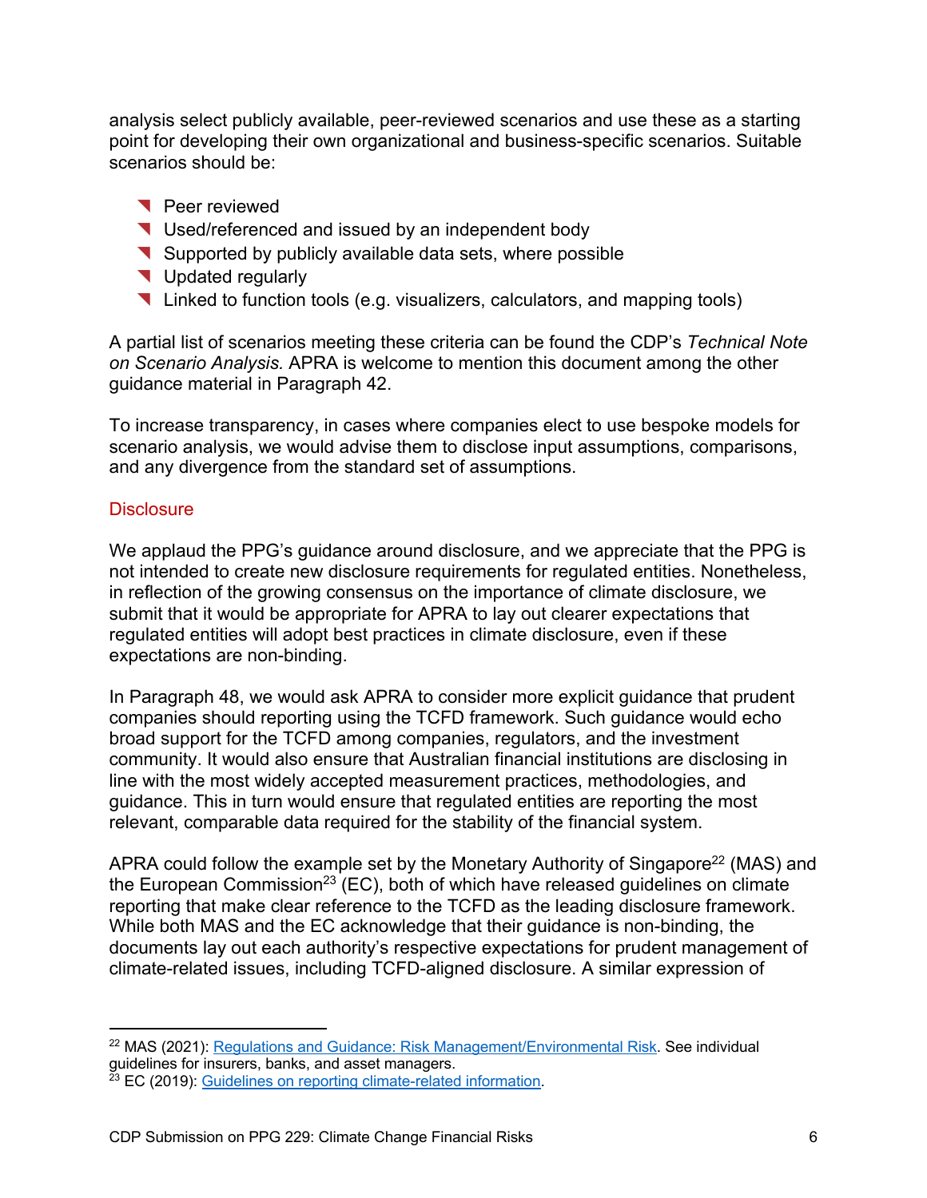analysis select publicly available, peer-reviewed scenarios and use these as a starting point for developing their own organizational and business-specific scenarios. Suitable scenarios should be:

- Peer reviewed
- Used/referenced and issued by an independent body
- Supported by publicly available data sets, where possible
- Updated regularly
- Linked to function tools (e.g. visualizers, calculators, and mapping tools)

A partial list of scenarios meeting these criteria can be found the CDP's *Technical Note on Scenario Analysis.* APRA is welcome to mention this document among the other guidance material in Paragraph 42.

To increase transparency, in cases where companies elect to use bespoke models for scenario analysis, we would advise them to disclose input assumptions, comparisons, and any divergence from the standard set of assumptions.

## Disclosure

We applaud the PPG's guidance around disclosure, and we appreciate that the PPG is not intended to create new disclosure requirements for regulated entities. Nonetheless, in reflection of the growing consensus on the importance of climate disclosure, we submit that it would be appropriate for APRA to lay out clearer expectations that regulated entities will adopt best practices in climate disclosure, even if these expectations are non-binding.

In Paragraph 48, we would ask APRA to consider more explicit guidance that prudent companies should reporting using the TCFD framework. Such guidance would echo broad support for the TCFD among companies, regulators, and the investment community. It would also ensure that Australian financial institutions are disclosing in line with the most widely accepted measurement practices, methodologies, and guidance. This in turn would ensure that regulated entities are reporting the most relevant, comparable data required for the stability of the financial system.

APRA could follow the example set by the Monetary Authority of Singapore[22] (MAS) and the European Commission[23] (EC), both of which have released guidelines on climate reporting that make clear reference to the TCFD as the leading disclosure framework. While both MAS and the EC acknowledge that their guidance is non-binding, the documents lay out each authority's respective expectations for prudent management of climate-related issues, including TCFD-aligned disclosure. A similar expression of

---

[22] MAS (2021): Regulations and Guidance: Risk Management/Environmental Risk. See individual guidelines for insurers, banks, and asset managers.

[23] EC (2019): Guidelines on reporting climate-related information.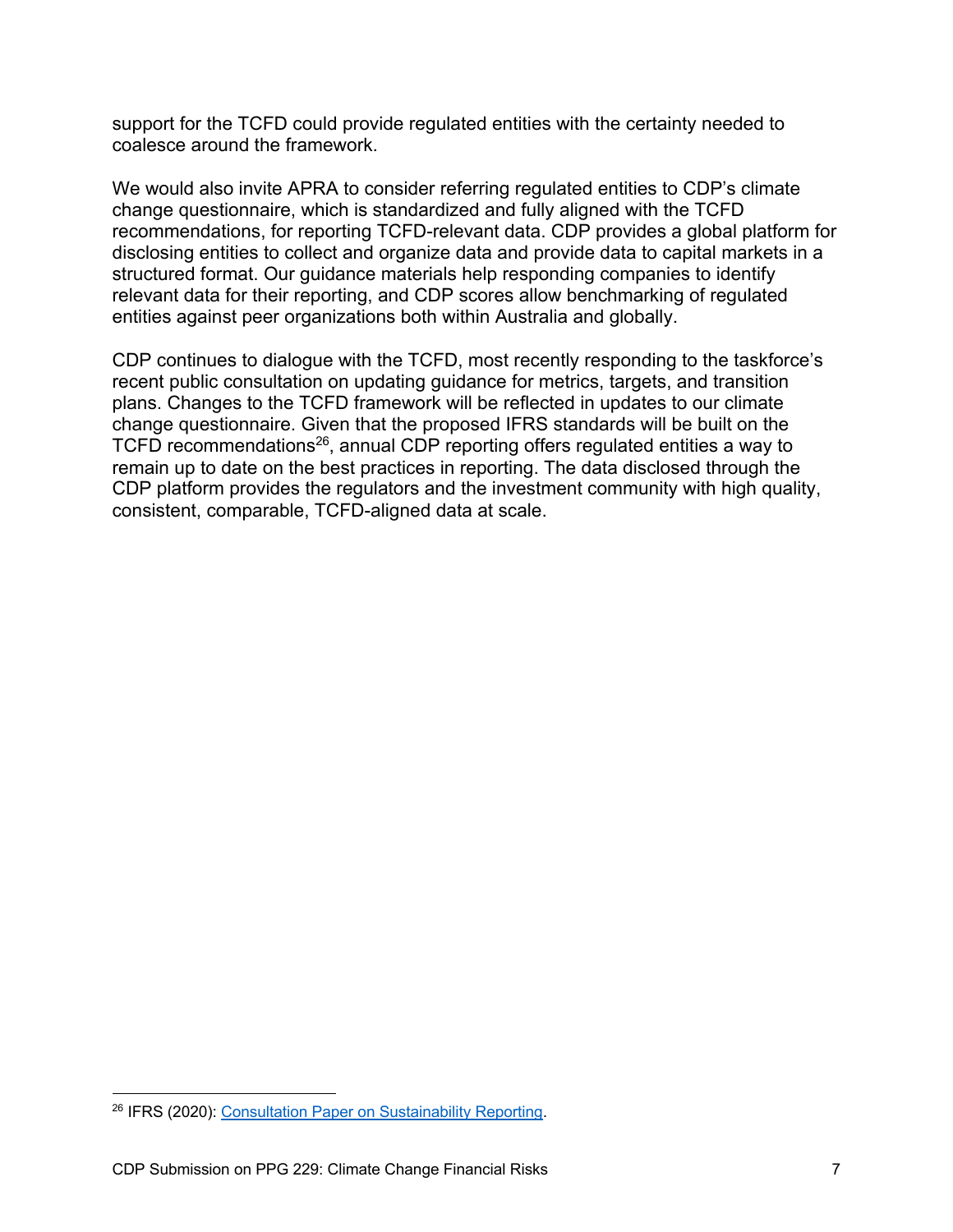support for the TCFD could provide regulated entities with the certainty needed to coalesce around the framework.

We would also invite APRA to consider referring regulated entities to CDP's climate change questionnaire, which is standardized and fully aligned with the TCFD recommendations, for reporting TCFD-relevant data. CDP provides a global platform for disclosing entities to collect and organize data and provide data to capital markets in a structured format. Our guidance materials help responding companies to identify relevant data for their reporting, and CDP scores allow benchmarking of regulated entities against peer organizations both within Australia and globally.

CDP continues to dialogue with the TCFD, most recently responding to the taskforce's recent public consultation on updating guidance for metrics, targets, and transition plans. Changes to the TCFD framework will be reflected in updates to our climate change questionnaire. Given that the proposed IFRS standards will be built on the TCFD recommendations[26], annual CDP reporting offers regulated entities a way to remain up to date on the best practices in reporting. The data disclosed through the CDP platform provides the regulators and the investment community with high quality, consistent, comparable, TCFD-aligned data at scale.

[26] IFRS (2020): Consultation Paper on Sustainability Reporting.